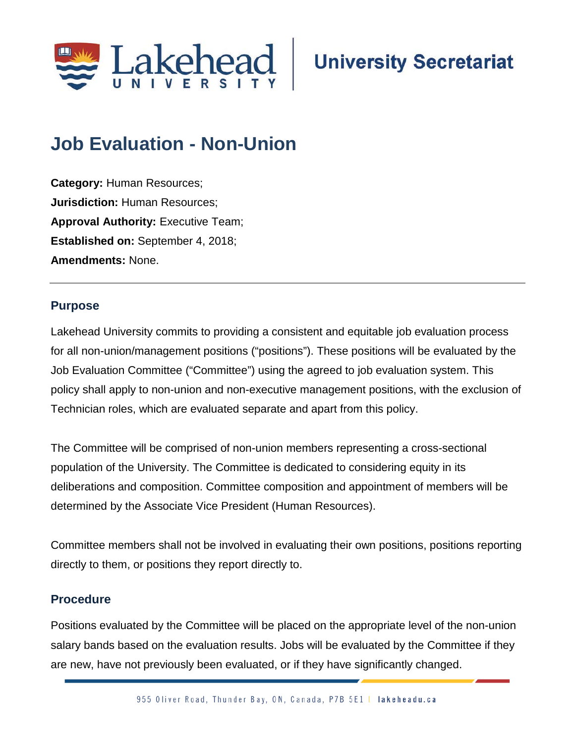# Job Evaluation - Non-Union

**Category:** Human Resources;
**Jurisdiction:** Human Resources;
**Approval Authority:** Executive Team;
**Established on:** September 4, 2018;
**Amendments:** None.

---

## Purpose

Lakehead University commits to providing a consistent and equitable job evaluation process for all non-union/management positions ("positions"). These positions will be evaluated by the Job Evaluation Committee ("Committee") using the agreed to job evaluation system. This policy shall apply to non-union and non-executive management positions, with the exclusion of Technician roles, which are evaluated separate and apart from this policy.

The Committee will be comprised of non-union members representing a cross-sectional population of the University. The Committee is dedicated to considering equity in its deliberations and composition. Committee composition and appointment of members will be determined by the Associate Vice President (Human Resources).

Committee members shall not be involved in evaluating their own positions, positions reporting directly to them, or positions they report directly to.

## Procedure

Positions evaluated by the Committee will be placed on the appropriate level of the non-union salary bands based on the evaluation results. Jobs will be evaluated by the Committee if they are new, have not previously been evaluated, or if they have significantly changed.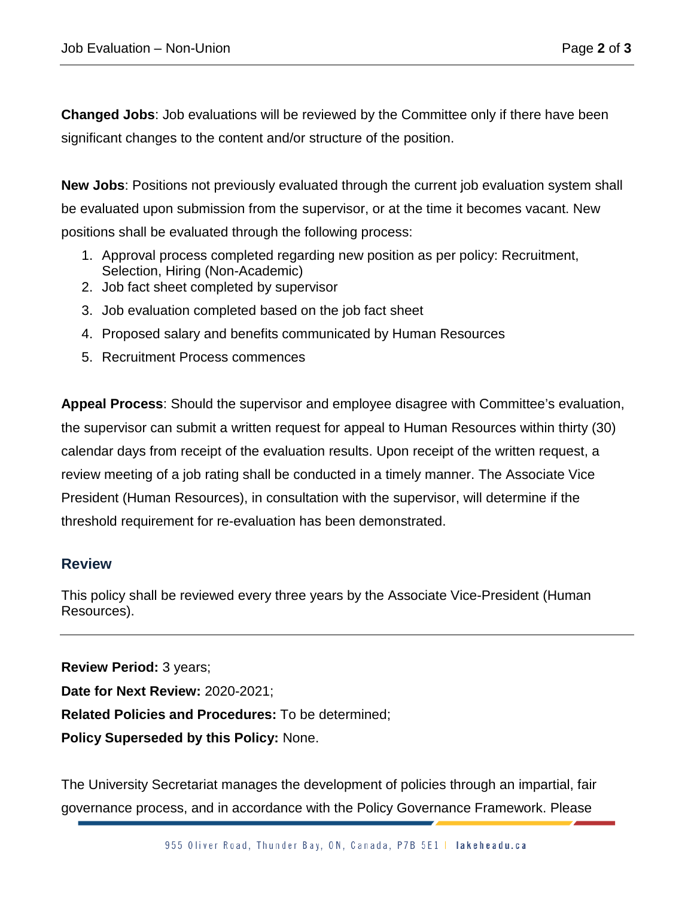**Changed Jobs**: Job evaluations will be reviewed by the Committee only if there have been significant changes to the content and/or structure of the position.

**New Jobs**: Positions not previously evaluated through the current job evaluation system shall be evaluated upon submission from the supervisor, or at the time it becomes vacant. New positions shall be evaluated through the following process:

1. Approval process completed regarding new position as per policy: Recruitment, Selection, Hiring (Non-Academic)
2. Job fact sheet completed by supervisor
3. Job evaluation completed based on the job fact sheet
4. Proposed salary and benefits communicated by Human Resources
5. Recruitment Process commences

**Appeal Process**: Should the supervisor and employee disagree with Committee's evaluation, the supervisor can submit a written request for appeal to Human Resources within thirty (30) calendar days from receipt of the evaluation results. Upon receipt of the written request, a review meeting of a job rating shall be conducted in a timely manner. The Associate Vice President (Human Resources), in consultation with the supervisor, will determine if the threshold requirement for re-evaluation has been demonstrated.

## Review

This policy shall be reviewed every three years by the Associate Vice-President (Human Resources).

---

**Review Period:** 3 years;

**Date for Next Review:** 2020-2021;

**Related Policies and Procedures:** To be determined;

**Policy Superseded by this Policy:** None.

The University Secretariat manages the development of policies through an impartial, fair governance process, and in accordance with the Policy Governance Framework. Please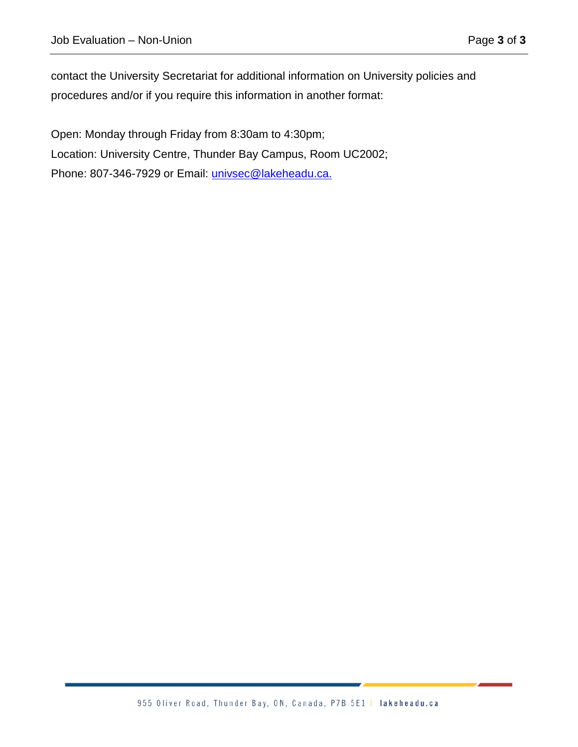contact the University Secretariat for additional information on University policies and procedures and/or if you require this information in another format:

Open: Monday through Friday from 8:30am to 4:30pm;
Location: University Centre, Thunder Bay Campus, Room UC2002;
Phone: 807-346-7929 or Email: univsec@lakeheadu.ca.